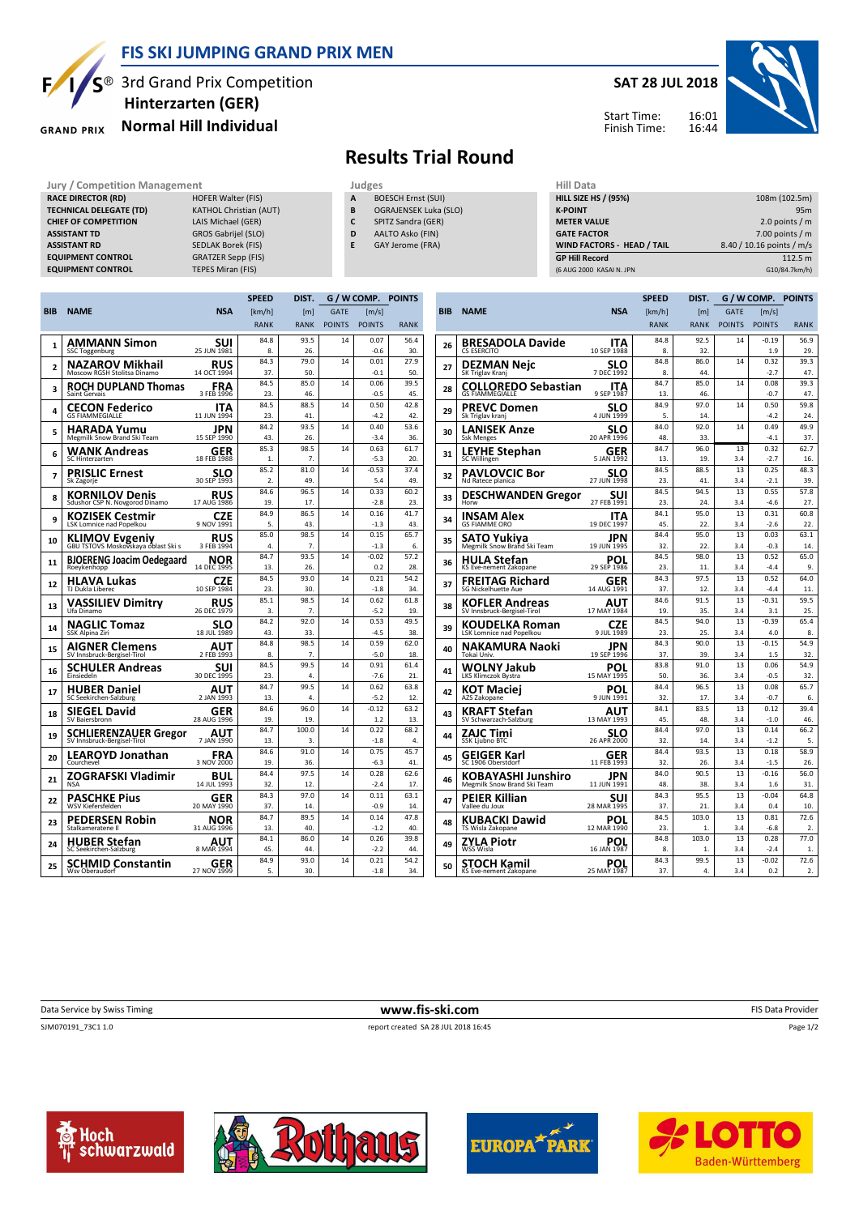# FIS SKI JUMPING GRAND PRIX MEN

3rd Grand Prix Competition
**Hinterzarten (GER)**
**Normal Hill Individual**

**SAT 28 JUL 2018**

Start Time: 16:01
Finish Time: 16:44

## Results Trial Round

| Jury / Competition Management | |
|---|---|
| RACE DIRECTOR (RD) | HOFER Walter (FIS) |
| TECHNICAL DELEGATE (TD) | KATHOL Christian (AUT) |
| CHIEF OF COMPETITION | LAIS Michael (GER) |
| ASSISTANT TD | GROS Gabrijel (SLO) |
| ASSISTANT RD | SEDLAK Borek (FIS) |
| EQUIPMENT CONTROL | GRATZER Sepp (FIS) |
| EQUIPMENT CONTROL | TEPES Miran (FIS) |

| Judges | |
|---|---|
| A | BOESCH Ernst (SUI) |
| B | OGRAJENSEK Luka (SLO) |
| C | SPITZ Sandra (GER) |
| D | AALTO Asko (FIN) |
| E | GAY Jerome (FRA) |

| Hill Data | |
|---|---|
| HILL SIZE HS / (95%) | 108m (102.5m) |
| K-POINT | 95m |
| METER VALUE | 2.0 points / m |
| GATE FACTOR | 7.00 points / m |
| WIND FACTORS - HEAD / TAIL | 8.40 / 10.16 points / m/s |
| GP Hill Record | 112.5 m |
| (6 AUG 2000 KASAI N. JPN | G10/84.7km/h) |

| BIB | NAME | NSA | SPEED [km/h] | DIST. [m] | GATE | WIND [m/s] | POINTS |
|---|---|---|---|---|---|---|---|
| | Club | Date of birth | RANK | RANK | POINTS | POINTS | RANK |
| 1 | AMMANN Simon | SUI | 84.8 | 93.5 | 14 | 0.07 | 56.4 |
| | SSC Toggenburg | 25 JUN 1981 | 8. | 26. | | -0.6 | 30. |
| 2 | NAZAROV Mikhail | RUS | 84.3 | 79.0 | 14 | 0.01 | 27.9 |
| | Moscow RGSH Stolitsa Dinamo | 14 OCT 1994 | 37. | 50. | | -0.1 | 50. |
| 3 | ROCH DUPLAND Thomas | FRA | 84.5 | 85.0 | 14 | 0.06 | 39.5 |
| | Saint Gervais | 3 FEB 1996 | 23. | 46. | | -0.5 | 45. |
| 4 | CECON Federico | ITA | 84.5 | 88.5 | 14 | 0.50 | 42.8 |
| | GS FIAMMEGIALLE | 11 JUN 1994 | 23. | 41. | | -4.2 | 42. |
| 5 | HARADA Yumu | JPN | 84.2 | 93.5 | 14 | 0.40 | 53.6 |
| | Megmilk Snow Brand Ski Team | 15 SEP 1990 | 43. | 26. | | -3.4 | 36. |
| 6 | WANK Andreas | GER | 85.3 | 98.5 | 14 | 0.63 | 61.7 |
| | SC Hinterzarten | 18 FEB 1988 | 1. | 7. | | -5.3 | 20. |
| 7 | PRISLIC Ernest | SLO | 85.2 | 81.0 | 14 | -0.53 | 37.4 |
| | Sk Zagorje | 30 SEP 1993 | 2. | 49. | | 5.4 | 49. |
| 8 | KORNILOV Denis | RUS | 84.6 | 96.5 | 14 | 0.33 | 60.2 |
| | Sdushor CSP N. Novgorod Dinamo | 17 AUG 1986 | 19. | 17. | | -2.8 | 23. |
| 9 | KOZISEK Cestmir | CZE | 84.9 | 86.5 | 14 | 0.16 | 41.7 |
| | LSK Lomnice nad Popelkou | 9 NOV 1991 | 5. | 43. | | -1.3 | 43. |
| 10 | KLIMOV Evgeniy | RUS | 85.0 | 98.5 | 14 | 0.15 | 65.7 |
| | GBU TSTOVS Moskovskaya oblast Ski s | 3 FEB 1994 | 4. | 7. | | -1.3 | 6. |
| 11 | BJOERENG Joacim Oedegaard | NOR | 84.7 | 93.5 | 14 | -0.02 | 57.2 |
| | Roeykenhopp | 14 DEC 1995 | 13. | 26. | | 0.2 | 28. |
| 12 | HLAVA Lukas | CZE | 84.5 | 93.0 | 14 | 0.21 | 54.2 |
| | TJ Dukla Liberec | 10 SEP 1984 | 23. | 30. | | -1.8 | 34. |
| 13 | VASSILIEV Dimitry | RUS | 85.1 | 98.5 | 14 | 0.62 | 61.8 |
| | Ufa Dinamo | 26 DEC 1979 | 3. | 7. | | -5.2 | 19. |
| 14 | NAGLIC Tomaz | SLO | 84.2 | 92.0 | 14 | 0.53 | 49.5 |
| | SSK Alpina Ziri | 18 JUL 1989 | 43. | 33. | | -4.5 | 38. |
| 15 | AIGNER Clemens | AUT | 84.8 | 98.5 | 14 | 0.59 | 62.0 |
| | SV Innsbruck-Bergisel-Tirol | 2 FEB 1993 | 8. | 7. | | -5.0 | 18. |
| 16 | SCHULER Andreas | SUI | 84.5 | 99.5 | 14 | 0.91 | 61.4 |
| | Einsiedeln | 30 DEC 1995 | 23. | 4. | | -7.6 | 21. |
| 17 | HUBER Daniel | AUT | 84.7 | 99.5 | 14 | 0.62 | 63.8 |
| | SC Seekirchen-Salzburg | 2 JAN 1993 | 13. | 4. | | -5.2 | 12. |
| 18 | SIEGEL David | GER | 84.6 | 96.0 | 14 | -0.12 | 63.2 |
| | SV Baiersbronn | 28 AUG 1996 | 19. | 19. | | 1.2 | 13. |
| 19 | SCHLIERENZAUER Gregor | AUT | 84.7 | 100.0 | 14 | 0.22 | 68.2 |
| | SV Innsbruck-Bergisel-Tirol | 7 JAN 1990 | 13. | 3. | | -1.8 | 4. |
| 20 | LEAROYD Jonathan | FRA | 84.6 | 91.0 | 14 | 0.75 | 45.7 |
| | Courchevel | 3 NOV 2000 | 19. | 36. | | -6.3 | 41. |
| 21 | ZOGRAFSKI Vladimir | BUL | 84.4 | 97.5 | 14 | 0.28 | 62.6 |
| | NSA | 14 JUL 1993 | 32. | 12. | | -2.4 | 17. |
| 22 | PASCHKE Pius | GER | 84.3 | 97.0 | 14 | 0.11 | 63.1 |
| | WSV Kiefersfelden | 20 MAY 1990 | 37. | 14. | | -0.9 | 14. |
| 23 | PEDERSEN Robin | NOR | 84.7 | 89.5 | 14 | 0.14 | 47.8 |
| | Stalkameratene Il | 31 AUG 1996 | 13. | 40. | | -1.2 | 40. |
| 24 | HUBER Stefan | AUT | 84.1 | 86.0 | 14 | 0.26 | 39.8 |
| | SC Seekirchen-Salzburg | 8 MAR 1994 | 45. | 44. | | -2.2 | 44. |
| 25 | SCHMID Constantin | GER | 84.9 | 93.0 | 14 | 0.21 | 54.2 |
| | Wsv Oberaudorf | 27 NOV 1999 | 5. | 30. | | -1.8 | 34. |
| 26 | BRESADOLA Davide | ITA | 84.8 | 92.5 | 14 | -0.19 | 56.9 |
| | CS ESERCITO | 10 SEP 1988 | 8. | 32. | | 1.9 | 29. |
| 27 | DEZMAN Nejc | SLO | 84.8 | 86.0 | 14 | 0.32 | 39.3 |
| | SK Triglav Kranj | 7 DEC 1992 | 8. | 44. | | -2.7 | 47. |
| 28 | COLLOREDO Sebastian | ITA | 84.7 | 85.0 | 14 | 0.08 | 39.3 |
| | GS FIAMMEGIALLE | 9 SEP 1987 | 13. | 46. | | -0.7 | 47. |
| 29 | PREVC Domen | SLO | 84.9 | 97.0 | 14 | 0.50 | 59.8 |
| | Sk Triglav kranj | 4 JUN 1999 | 5. | 14. | | -4.2 | 24. |
| 30 | LANISEK Anze | SLO | 84.0 | 92.0 | 14 | 0.49 | 49.9 |
| | Ssk Menges | 20 APR 1996 | 48. | 33. | | -4.1 | 37. |
| 31 | LEYHE Stephan | GER | 84.7 | 96.0 | 13 | 0.32 | 62.7 |
| | SC Willingen | 5 JAN 1992 | 13. | 19. | 3.4 | -2.7 | 16. |
| 32 | PAVLOVCIC Bor | SLO | 84.5 | 88.5 | 13 | 0.25 | 48.3 |
| | Nd Ratece planica | 27 JUN 1998 | 23. | 41. | 3.4 | -2.1 | 39. |
| 33 | DESCHWANDEN Gregor | SUI | 84.5 | 94.5 | 13 | 0.55 | 57.8 |
| | Horw | 27 FEB 1991 | 23. | 24. | 3.4 | -4.6 | 27. |
| 34 | INSAM Alex | ITA | 84.1 | 95.0 | 13 | 0.31 | 60.8 |
| | GS FIAMME ORO | 19 DEC 1997 | 45. | 22. | 3.4 | -2.6 | 22. |
| 35 | SATO Yukiya | JPN | 84.4 | 95.0 | 13 | 0.03 | 63.1 |
| | Megmilk Snow Brand Ski Team | 19 JUN 1995 | 32. | 22. | 3.4 | -0.3 | 14. |
| 36 | HULA Stefan | POL | 84.5 | 98.0 | 13 | 0.52 | 65.0 |
| | KS Eve-nement Zakopane | 29 SEP 1986 | 23. | 11. | 3.4 | -4.4 | 9. |
| 37 | FREITAG Richard | GER | 84.3 | 97.5 | 13 | 0.52 | 64.0 |
| | SG Nickelhuette Aue | 14 AUG 1991 | 37. | 12. | 3.4 | -4.4 | 11. |
| 38 | KOFLER Andreas | AUT | 84.6 | 91.5 | 13 | -0.31 | 59.5 |
| | SV Innsbruck-Bergisel-Tirol | 17 MAY 1984 | 19. | 35. | 3.4 | 3.1 | 25. |
| 39 | KOUDELKA Roman | CZE | 84.5 | 94.0 | 13 | -0.39 | 65.4 |
| | LSK Lomnice nad Popelkou | 9 JUL 1989 | 23. | 25. | 3.4 | 4.0 | 8. |
| 40 | NAKAMURA Naoki | JPN | 84.3 | 90.0 | 13 | -0.15 | 54.9 |
| | Tokai Univ. | 19 SEP 1996 | 37. | 39. | 3.4 | 1.5 | 32. |
| 41 | WOLNY Jakub | POL | 83.8 | 91.0 | 13 | 0.06 | 54.9 |
| | LKS Klimczok Bystra | 15 MAY 1995 | 50. | 36. | 3.4 | -0.5 | 32. |
| 42 | KOT Maciej | POL | 84.4 | 96.5 | 13 | 0.08 | 65.7 |
| | AZS Zakopane | 9 JUN 1991 | 32. | 17. | 3.4 | -0.7 | 6. |
| 43 | KRAFT Stefan | AUT | 84.1 | 83.5 | 13 | 0.12 | 39.4 |
| | SV Schwarzach-Salzburg | 13 MAY 1993 | 45. | 48. | 3.4 | -1.0 | 46. |
| 44 | ZAJC Timi | SLO | 84.4 | 97.0 | 13 | 0.14 | 66.2 |
| | SSK Ljubno BTC | 26 APR 2000 | 32. | 14. | 3.4 | -1.2 | 5. |
| 45 | GEIGER Karl | GER | 84.4 | 93.5 | 13 | 0.18 | 58.9 |
| | SC 1906 Oberstdorf | 11 FEB 1993 | 32. | 26. | 3.4 | -1.5 | 26. |
| 46 | KOBAYASHI Junshiro | JPN | 84.0 | 90.5 | 13 | -0.16 | 56.0 |
| | Megmilk Snow Brand Ski Team | 11 JUN 1991 | 48. | 38. | 3.4 | 1.6 | 31. |
| 47 | PEIER Killian | SUI | 84.3 | 95.5 | 13 | -0.04 | 64.8 |
| | Vallee du Joux | 28 MAR 1995 | 37. | 21. | 3.4 | 0.4 | 10. |
| 48 | KUBACKI Dawid | POL | 84.5 | 103.0 | 13 | 0.81 | 72.6 |
| | TS Wisla Zakopane | 12 MAR 1990 | 23. | 1. | 3.4 | -6.8 | 2. |
| 49 | ZYLA Piotr | POL | 84.8 | 103.0 | 13 | 0.28 | 77.0 |
| | WSS Wisla | 16 JAN 1987 | 8. | 1. | 3.4 | -2.4 | 1. |
| 50 | STOCH Kamil | POL | 84.3 | 99.5 | 13 | -0.02 | 72.6 |
| | KS Eve-nement Zakopane | 25 MAY 1987 | 37. | 4. | 3.4 | 0.2 | 2. |

Data Service by Swiss Timing — www.fis-ski.com — FIS Data Provider

SJM070191_73C1 1.0 — report created SA 28 JUL 2018 16:45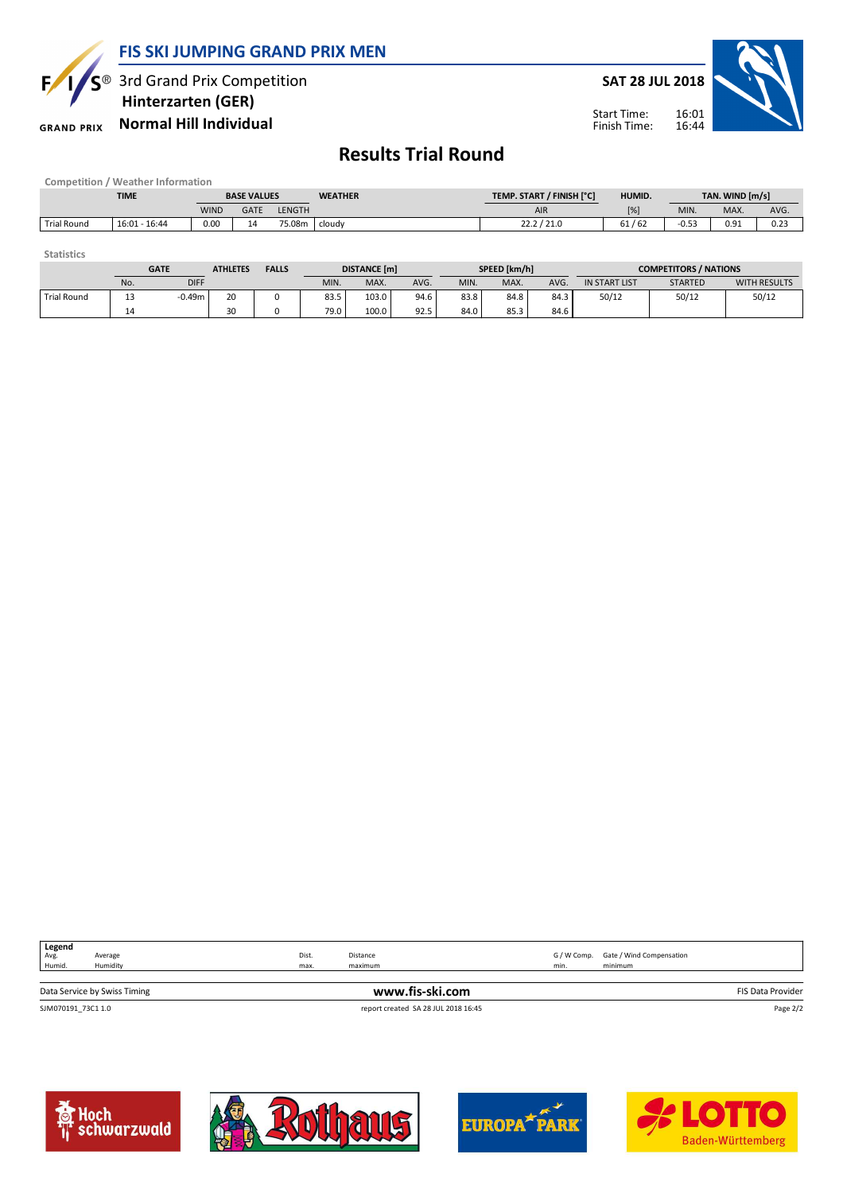# FIS SKI JUMPING GRAND PRIX MEN

3rd Grand Prix Competition
**Hinterzarten (GER)**
**Normal Hill Individual**

**SAT 28 JUL 2018**

Start Time: 16:01
Finish Time: 16:44

## Results Trial Round

**Competition / Weather Information**

| | TIME | BASE VALUES | | | WEATHER | TEMP. START / FINISH [°C] | HUMID. | TAN. WIND [m/s] | | |
|---|---|---|---|---|---|---|---|---|---|---|
| | | WIND | GATE | LENGTH | | AIR | [%] | MIN. | MAX. | AVG. |
| Trial Round | 16:01 - 16:44 | 0.00 | 14 | 75.08m | cloudy | 22.2 / 21.0 | 61 / 62 | -0.53 | 0.91 | 0.23 |

**Statistics**

| | GATE | | ATHLETES | FALLS | DISTANCE [m] | | | SPEED [km/h] | | | COMPETITORS / NATIONS | | |
|---|---|---|---|---|---|---|---|---|---|---|---|---|---|
| | No. | DIFF | | | MIN. | MAX. | AVG. | MIN. | MAX. | AVG. | IN START LIST | STARTED | WITH RESULTS |
| Trial Round | 13 | -0.49m | 20 | 0 | 83.5 | 103.0 | 94.6 | 83.8 | 84.8 | 84.3 | 50/12 | 50/12 | 50/12 |
| | 14 | | 30 | 0 | 79.0 | 100.0 | 92.5 | 84.0 | 85.3 | 84.6 | | | |

**Legend**

| | | | | | |
|---|---|---|---|---|---|
| Avg. | Average | Dist. | Distance | G / W Comp. | Gate / Wind Compensation |
| Humid. | Humidity | max. | maximum | min. | minimum |

Data Service by Swiss Timing — www.fis-ski.com — FIS Data Provider

SJM070191_73C1 1.0 — report created SA 28 JUL 2018 16:45